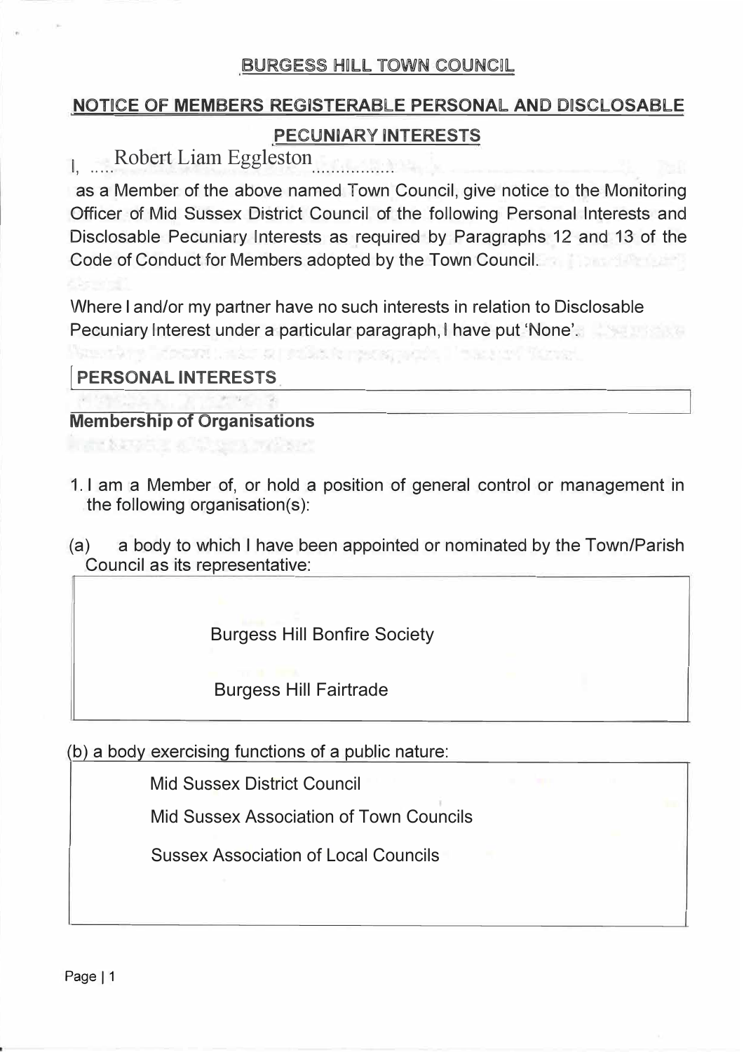# BURGESS HILL TOWN COUNCIL

## NOTICE OF MEMBERS REGISTERABLE PERSONAL AND DISCLOSABLE PECUNIARY INTERESTS

I, .....Robert Liam Eggleston.................

as a Member of the above named Town Council, give notice to the Monitoring Officer of Mid Sussex District Council of the following Personal Interests and Disclosable Pecuniary Interests as required by Paragraphs 12 and 13 of the Code of Conduct for Members adopted by the Town Council.

Where I and/or my partner have no such interests in relation to Disclosable Pecuniary Interest under a particular paragraph, I have put 'None'.

### PERSONAL INTERESTS

**Membership of Organisations**

1. I am a Member of, or hold a position of general control or management in the following organisation(s):

(a) a body to which I have been appointed or nominated by the Town/Parish Council as its representative:

Burgess Hill Bonfire Society

Burgess Hill Fairtrade

(b) a body exercising functions of a public nature:

Mid Sussex District Council

Mid Sussex Association of Town Councils

Sussex Association of Local Councils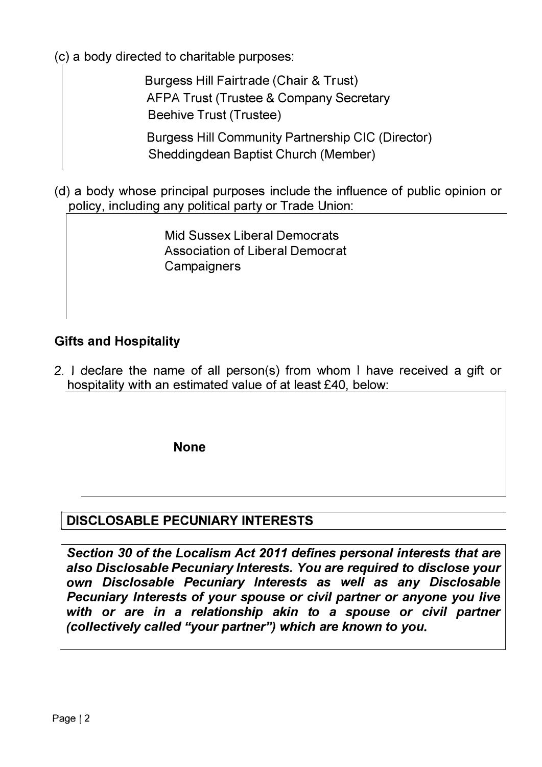(c) a body directed to charitable purposes:

Burgess Hill Fairtrade (Chair & Trust)
AFPA Trust (Trustee & Company Secretary
Beehive Trust (Trustee)

Burgess Hill Community Partnership CIC (Director)
Sheddingdean Baptist Church (Member)

(d) a body whose principal purposes include the influence of public opinion or policy, including any political party or Trade Union:

Mid Sussex Liberal Democrats
Association of Liberal Democrat Campaigners

## Gifts and Hospitality

2. I declare the name of all person(s) from whom I have received a gift or hospitality with an estimated value of at least £40, below:

**None**

## DISCLOSABLE PECUNIARY INTERESTS

***Section 30 of the Localism Act 2011 defines personal interests that are also Disclosable Pecuniary Interests. You are required to disclose your own Disclosable Pecuniary Interests as well as any Disclosable Pecuniary Interests of your spouse or civil partner or anyone you live with or are in a relationship akin to a spouse or civil partner (collectively called "your partner") which are known to you.***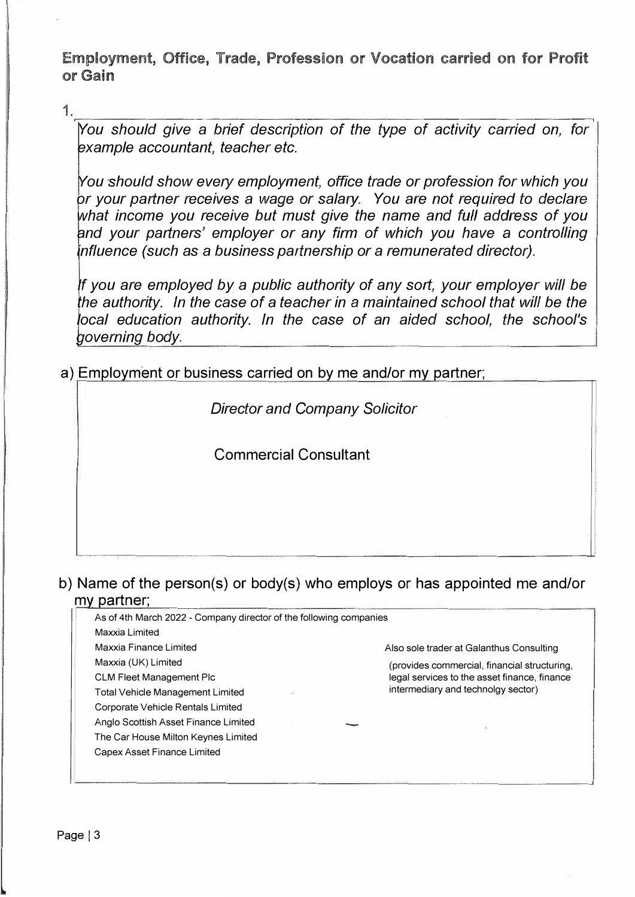## Employment, Office, Trade, Profession or Vocation carried on for Profit or Gain

1.

*You should give a brief description of the type of activity carried on, for example accountant, teacher etc.*

*You should show every employment, office trade or profession for which you or your partner receives a wage or salary. You are not required to declare what income you receive but must give the name and full address of you and your partners' employer or any firm of which you have a controlling influence (such as a business partnership or a remunerated director).*

*If you are employed by a public authority of any sort, your employer will be the authority. In the case of a teacher in a maintained school that will be the local education authority. In the case of an aided school, the school's governing body.*

a) Employment or business carried on by me and/or my partner;

*Director and Company Solicitor*

Commercial Consultant

b) Name of the person(s) or body(s) who employs or has appointed me and/or my partner;

As of 4th March 2022 - Company director of the following companies

- Maxxia Limited
- Maxxia Finance Limited
- Maxxia (UK) Limited
- CLM Fleet Management Plc
- Total Vehicle Management Limited
- Corporate Vehicle Rentals Limited
- Anglo Scottish Asset Finance Limited
- The Car House Milton Keynes Limited
- Capex Asset Finance Limited

Also sole trader at Galanthus Consulting

(provides commercial, financial structuring, legal services to the asset finance, finance intermediary and technolgy sector)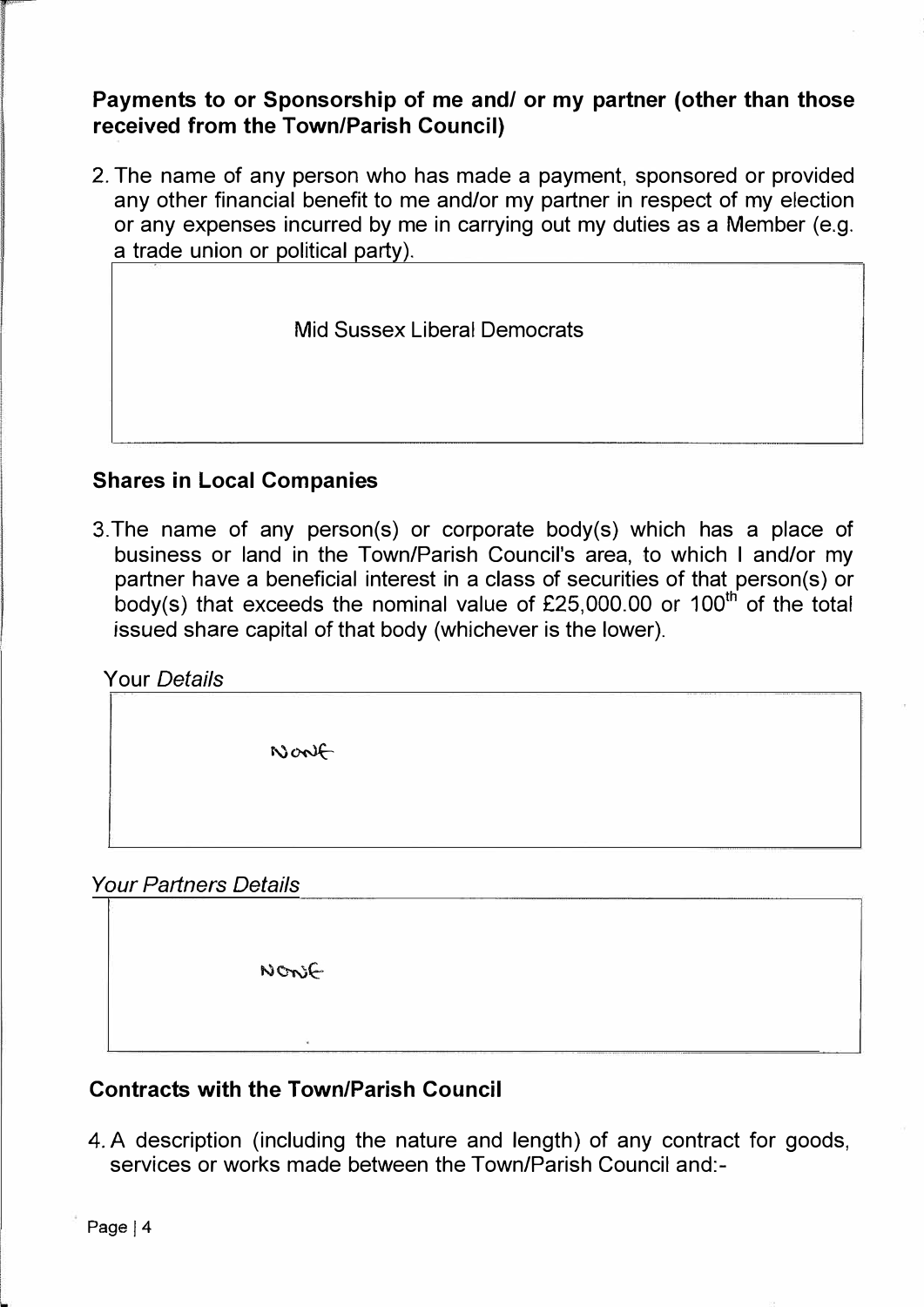**Payments to or Sponsorship of me and/ or my partner (other than those received from the Town/Parish Council)**

2. The name of any person who has made a payment, sponsored or provided any other financial benefit to me and/or my partner in respect of my election or any expenses incurred by me in carrying out my duties as a Member (e.g. a trade union or political party).

Mid Sussex Liberal Democrats

**Shares in Local Companies**

3. The name of any person(s) or corporate body(s) which has a place of business or land in the Town/Parish Council's area, to which I and/or my partner have a beneficial interest in a class of securities of that person(s) or body(s) that exceeds the nominal value of £25,000.00 or 100th of the total issued share capital of that body (whichever is the lower).

Your *Details*

None

*Your Partners Details*

None

**Contracts with the Town/Parish Council**

4. A description (including the nature and length) of any contract for goods, services or works made between the Town/Parish Council and:-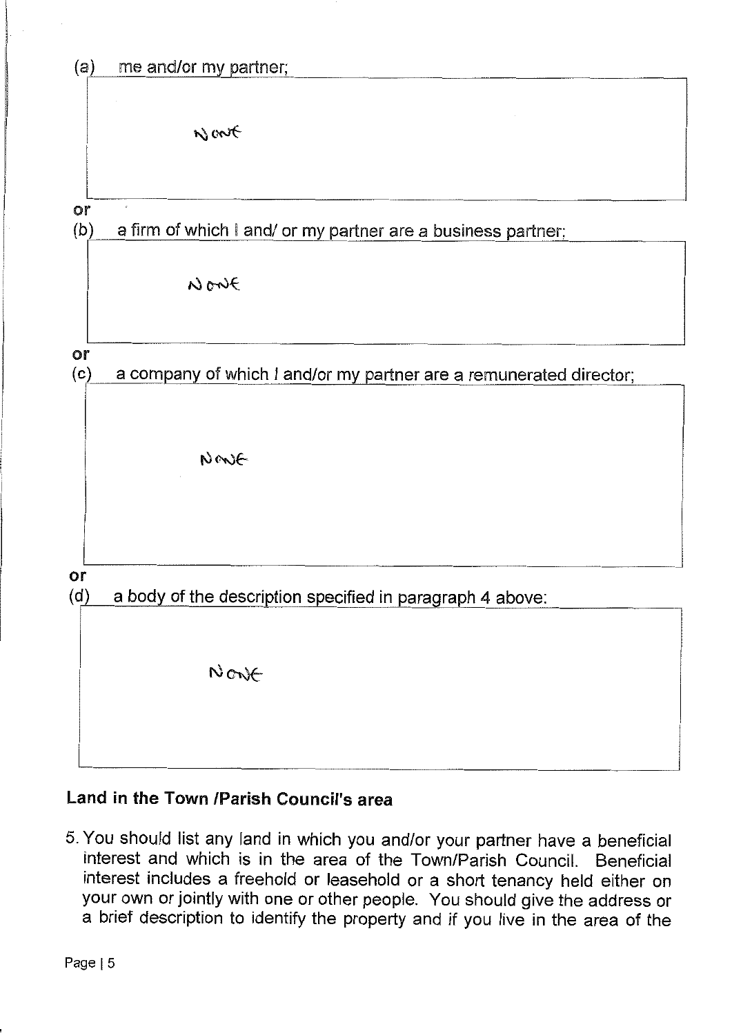(a) me and/or my partner;

| |
|---|
| None |

or

(b) a firm of which I and/ or my partner are a business partner;

| |
|---|
| None |

or

(c) a company of which I and/or my partner are a remunerated director;

| |
|---|
| None |

or

(d) a body of the description specified in paragraph 4 above:

| |
|---|
| None |

## Land in the Town /Parish Council's area

5. You should list any land in which you and/or your partner have a beneficial interest and which is in the area of the Town/Parish Council. Beneficial interest includes a freehold or leasehold or a short tenancy held either on your own or jointly with one or other people. You should give the address or a brief description to identify the property and if you live in the area of the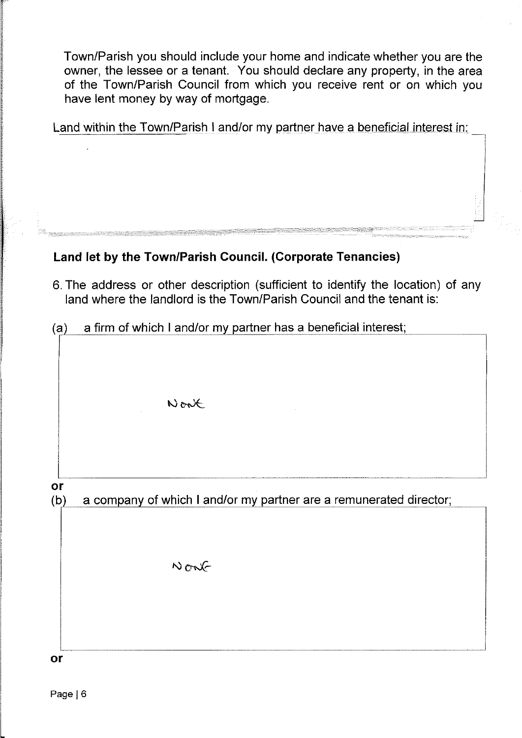Town/Parish you should include your home and indicate whether you are the owner, the lessee or a tenant. You should declare any property, in the area of the Town/Parish Council from which you receive rent or on which you have lent money by way of mortgage.

Land within the Town/Parish I and/or my partner have a beneficial interest in:

**Land let by the Town/Parish Council. (Corporate Tenancies)**

6. The address or other description (sufficient to identify the location) of any land where the landlord is the Town/Parish Council and the tenant is:

(a) a firm of which I and/or my partner has a beneficial interest;

None

or

(b) a company of which I and/or my partner are a remunerated director;

None

or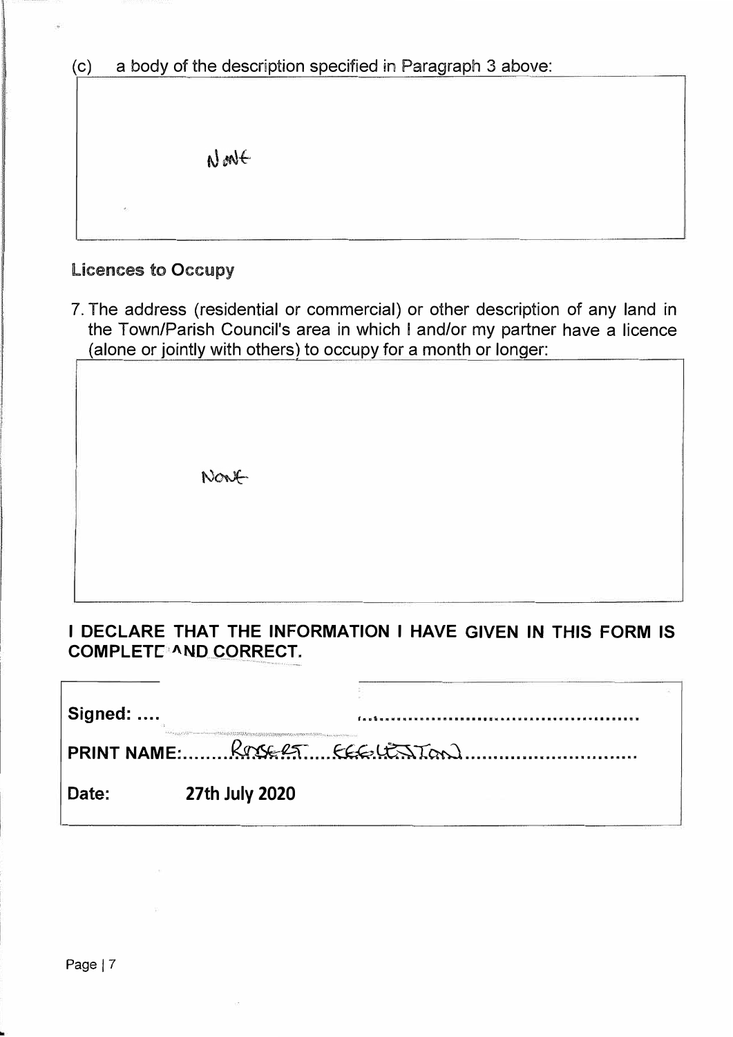(c) a body of the description specified in Paragraph 3 above:

| |
|---|
| NONE |

## Licences to Occupy

7. The address (residential or commercial) or other description of any land in the Town/Parish Council's area in which I and/or my partner have a licence (alone or jointly with others) to occupy for a month or longer:

| |
|---|
| NONE |

**I DECLARE THAT THE INFORMATION I HAVE GIVEN IN THIS FORM IS COMPLETE AND CORRECT.**

| | |
|---|---|
| **Signed: ....** | ................................................ |
| **PRINT NAME:**......ROBERT......EGGLESTON.......................... | |
| **Date:** | **27th July 2020** |